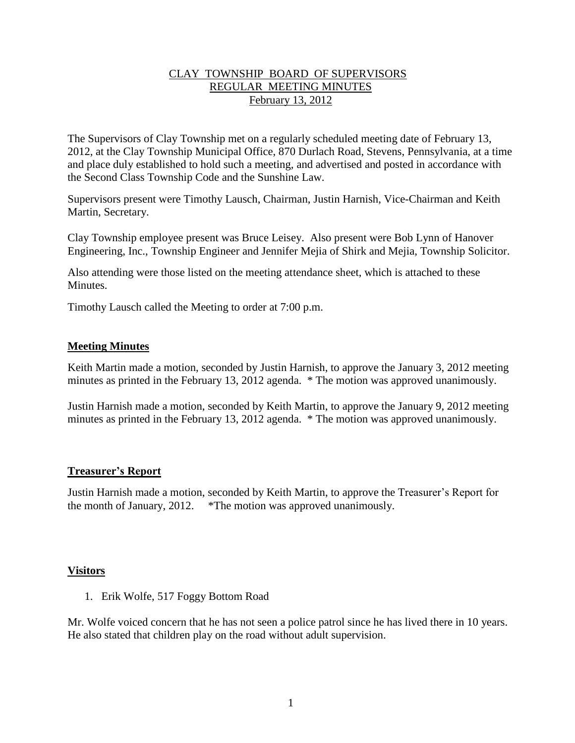# CLAY TOWNSHIP BOARD OF SUPERVISORS
## REGULAR MEETING MINUTES
### February 13, 2012

The Supervisors of Clay Township met on a regularly scheduled meeting date of February 13, 2012, at the Clay Township Municipal Office, 870 Durlach Road, Stevens, Pennsylvania, at a time and place duly established to hold such a meeting, and advertised and posted in accordance with the Second Class Township Code and the Sunshine Law.

Supervisors present were Timothy Lausch, Chairman, Justin Harnish, Vice-Chairman and Keith Martin, Secretary.

Clay Township employee present was Bruce Leisey. Also present were Bob Lynn of Hanover Engineering, Inc., Township Engineer and Jennifer Mejia of Shirk and Mejia, Township Solicitor.

Also attending were those listed on the meeting attendance sheet, which is attached to these Minutes.

Timothy Lausch called the Meeting to order at 7:00 p.m.

## Meeting Minutes

Keith Martin made a motion, seconded by Justin Harnish, to approve the January 3, 2012 meeting minutes as printed in the February 13, 2012 agenda. * The motion was approved unanimously.

Justin Harnish made a motion, seconded by Keith Martin, to approve the January 9, 2012 meeting minutes as printed in the February 13, 2012 agenda. * The motion was approved unanimously.

## Treasurer's Report

Justin Harnish made a motion, seconded by Keith Martin, to approve the Treasurer's Report for the month of January, 2012. *The motion was approved unanimously.

## Visitors

1. Erik Wolfe, 517 Foggy Bottom Road

Mr. Wolfe voiced concern that he has not seen a police patrol since he has lived there in 10 years. He also stated that children play on the road without adult supervision.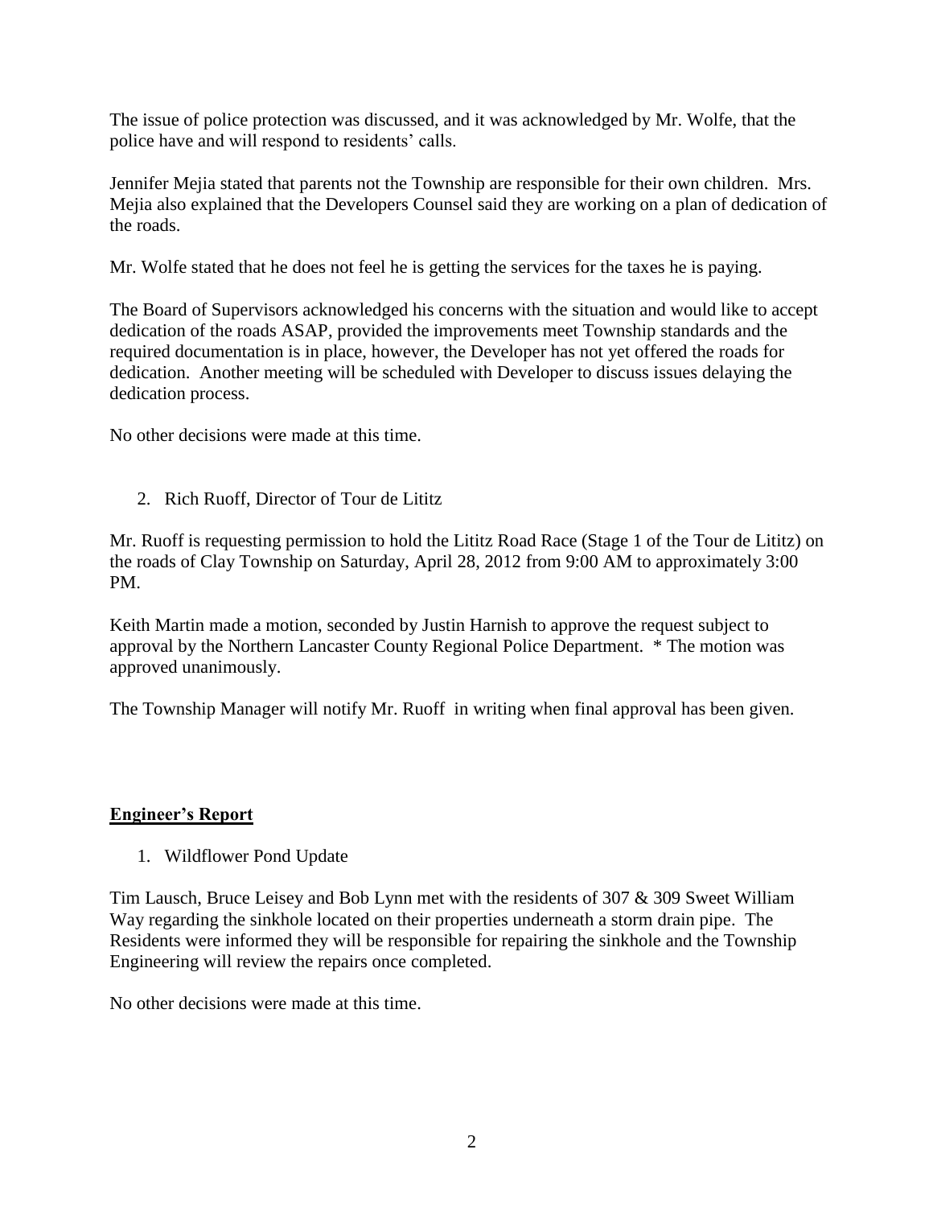The issue of police protection was discussed, and it was acknowledged by Mr. Wolfe, that the police have and will respond to residents' calls.

Jennifer Mejia stated that parents not the Township are responsible for their own children. Mrs. Mejia also explained that the Developers Counsel said they are working on a plan of dedication of the roads.

Mr. Wolfe stated that he does not feel he is getting the services for the taxes he is paying.

The Board of Supervisors acknowledged his concerns with the situation and would like to accept dedication of the roads ASAP, provided the improvements meet Township standards and the required documentation is in place, however, the Developer has not yet offered the roads for dedication. Another meeting will be scheduled with Developer to discuss issues delaying the dedication process.

No other decisions were made at this time.

2. Rich Ruoff, Director of Tour de Lititz

Mr. Ruoff is requesting permission to hold the Lititz Road Race (Stage 1 of the Tour de Lititz) on the roads of Clay Township on Saturday, April 28, 2012 from 9:00 AM to approximately 3:00 PM.

Keith Martin made a motion, seconded by Justin Harnish to approve the request subject to approval by the Northern Lancaster County Regional Police Department. * The motion was approved unanimously.

The Township Manager will notify Mr. Ruoff in writing when final approval has been given.

## **Engineer's Report**

1. Wildflower Pond Update

Tim Lausch, Bruce Leisey and Bob Lynn met with the residents of 307 & 309 Sweet William Way regarding the sinkhole located on their properties underneath a storm drain pipe. The Residents were informed they will be responsible for repairing the sinkhole and the Township Engineering will review the repairs once completed.

No other decisions were made at this time.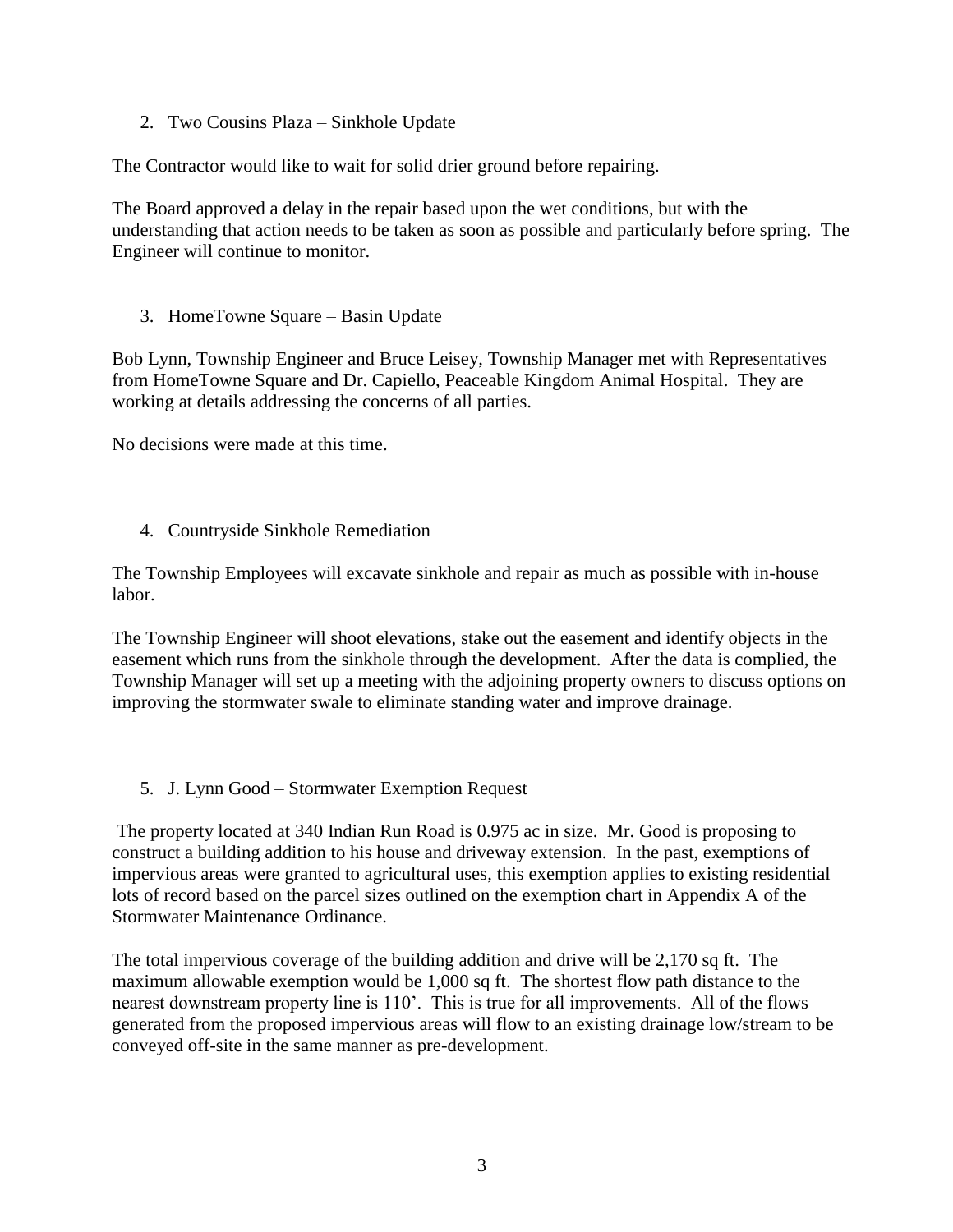2. Two Cousins Plaza – Sinkhole Update

The Contractor would like to wait for solid drier ground before repairing.

The Board approved a delay in the repair based upon the wet conditions, but with the understanding that action needs to be taken as soon as possible and particularly before spring. The Engineer will continue to monitor.

3. HomeTowne Square – Basin Update

Bob Lynn, Township Engineer and Bruce Leisey, Township Manager met with Representatives from HomeTowne Square and Dr. Capiello, Peaceable Kingdom Animal Hospital. They are working at details addressing the concerns of all parties.

No decisions were made at this time.

4. Countryside Sinkhole Remediation

The Township Employees will excavate sinkhole and repair as much as possible with in-house labor.

The Township Engineer will shoot elevations, stake out the easement and identify objects in the easement which runs from the sinkhole through the development. After the data is complied, the Township Manager will set up a meeting with the adjoining property owners to discuss options on improving the stormwater swale to eliminate standing water and improve drainage.

5. J. Lynn Good – Stormwater Exemption Request

The property located at 340 Indian Run Road is 0.975 ac in size. Mr. Good is proposing to construct a building addition to his house and driveway extension. In the past, exemptions of impervious areas were granted to agricultural uses, this exemption applies to existing residential lots of record based on the parcel sizes outlined on the exemption chart in Appendix A of the Stormwater Maintenance Ordinance.

The total impervious coverage of the building addition and drive will be 2,170 sq ft. The maximum allowable exemption would be 1,000 sq ft. The shortest flow path distance to the nearest downstream property line is 110'. This is true for all improvements. All of the flows generated from the proposed impervious areas will flow to an existing drainage low/stream to be conveyed off-site in the same manner as pre-development.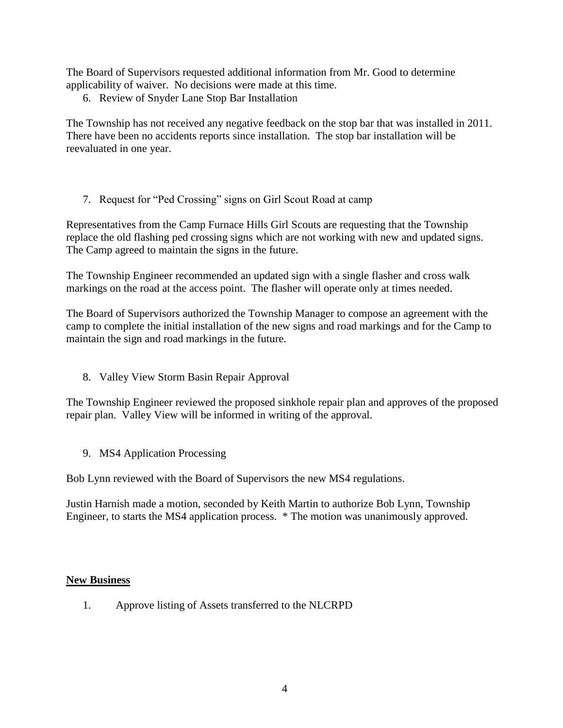The Board of Supervisors requested additional information from Mr. Good to determine applicability of waiver. No decisions were made at this time.

6. Review of Snyder Lane Stop Bar Installation

The Township has not received any negative feedback on the stop bar that was installed in 2011. There have been no accidents reports since installation. The stop bar installation will be reevaluated in one year.

7. Request for "Ped Crossing" signs on Girl Scout Road at camp

Representatives from the Camp Furnace Hills Girl Scouts are requesting that the Township replace the old flashing ped crossing signs which are not working with new and updated signs. The Camp agreed to maintain the signs in the future.

The Township Engineer recommended an updated sign with a single flasher and cross walk markings on the road at the access point. The flasher will operate only at times needed.

The Board of Supervisors authorized the Township Manager to compose an agreement with the camp to complete the initial installation of the new signs and road markings and for the Camp to maintain the sign and road markings in the future.

8. Valley View Storm Basin Repair Approval

The Township Engineer reviewed the proposed sinkhole repair plan and approves of the proposed repair plan. Valley View will be informed in writing of the approval.

9. MS4 Application Processing

Bob Lynn reviewed with the Board of Supervisors the new MS4 regulations.

Justin Harnish made a motion, seconded by Keith Martin to authorize Bob Lynn, Township Engineer, to starts the MS4 application process. * The motion was unanimously approved.

## New Business

1. Approve listing of Assets transferred to the NLCRPD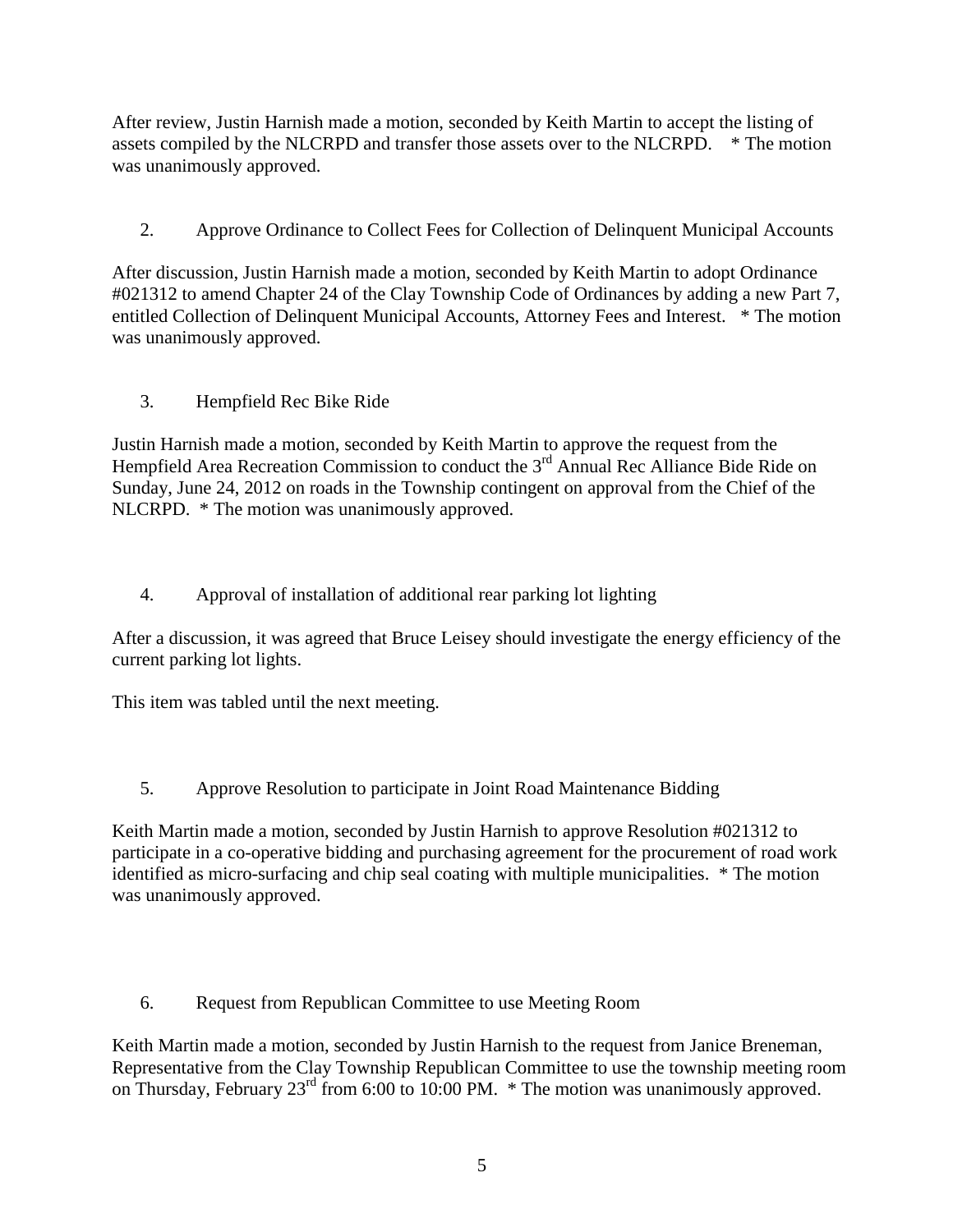After review, Justin Harnish made a motion, seconded by Keith Martin to accept the listing of assets compiled by the NLCRPD and transfer those assets over to the NLCRPD. * The motion was unanimously approved.

2. Approve Ordinance to Collect Fees for Collection of Delinquent Municipal Accounts

After discussion, Justin Harnish made a motion, seconded by Keith Martin to adopt Ordinance #021312 to amend Chapter 24 of the Clay Township Code of Ordinances by adding a new Part 7, entitled Collection of Delinquent Municipal Accounts, Attorney Fees and Interest. * The motion was unanimously approved.

3. Hempfield Rec Bike Ride

Justin Harnish made a motion, seconded by Keith Martin to approve the request from the Hempfield Area Recreation Commission to conduct the 3rd Annual Rec Alliance Bide Ride on Sunday, June 24, 2012 on roads in the Township contingent on approval from the Chief of the NLCRPD. * The motion was unanimously approved.

4. Approval of installation of additional rear parking lot lighting

After a discussion, it was agreed that Bruce Leisey should investigate the energy efficiency of the current parking lot lights.

This item was tabled until the next meeting.

5. Approve Resolution to participate in Joint Road Maintenance Bidding

Keith Martin made a motion, seconded by Justin Harnish to approve Resolution #021312 to participate in a co-operative bidding and purchasing agreement for the procurement of road work identified as micro-surfacing and chip seal coating with multiple municipalities. * The motion was unanimously approved.

6. Request from Republican Committee to use Meeting Room

Keith Martin made a motion, seconded by Justin Harnish to the request from Janice Breneman, Representative from the Clay Township Republican Committee to use the township meeting room on Thursday, February 23rd from 6:00 to 10:00 PM. * The motion was unanimously approved.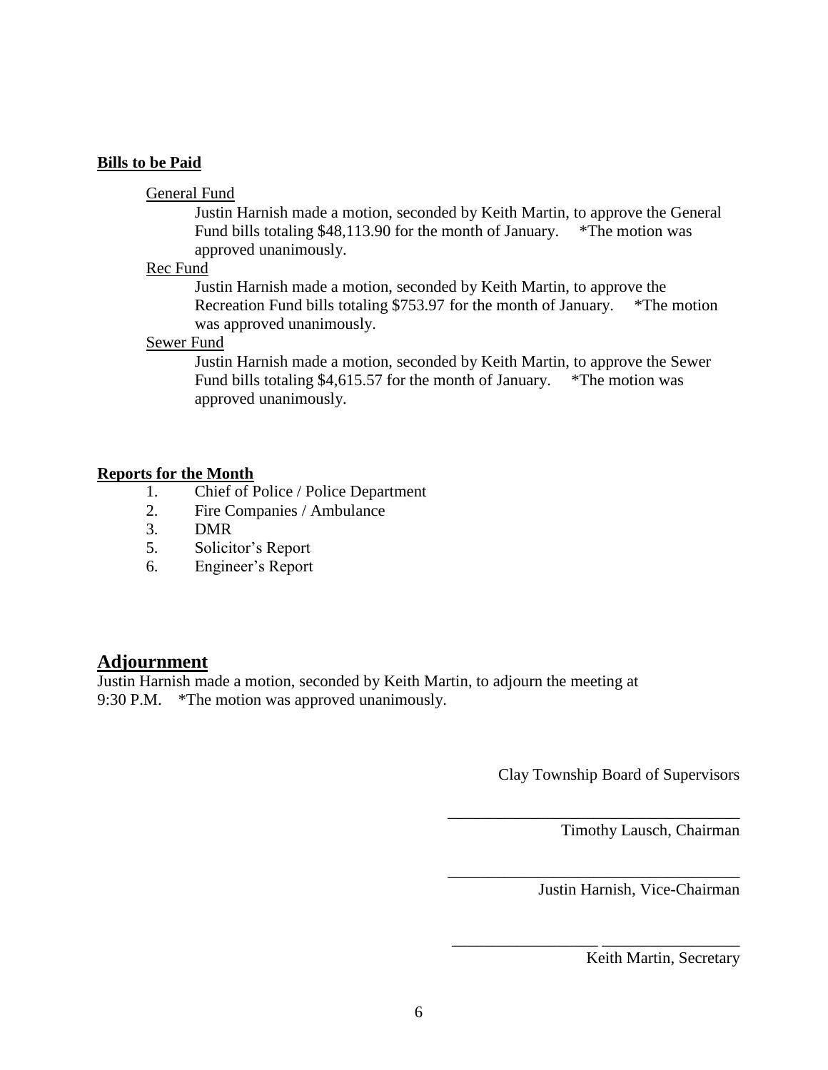**Bills to be Paid**

General Fund

Justin Harnish made a motion, seconded by Keith Martin, to approve the General Fund bills totaling $48,113.90 for the month of January. *The motion was approved unanimously.

Rec Fund

Justin Harnish made a motion, seconded by Keith Martin, to approve the Recreation Fund bills totaling $753.97 for the month of January. *The motion was approved unanimously.

Sewer Fund

Justin Harnish made a motion, seconded by Keith Martin, to approve the Sewer Fund bills totaling $4,615.57 for the month of January. *The motion was approved unanimously.

**Reports for the Month**

1. Chief of Police / Police Department
2. Fire Companies / Ambulance
3. DMR
5. Solicitor's Report
6. Engineer's Report

## Adjournment

Justin Harnish made a motion, seconded by Keith Martin, to adjourn the meeting at 9:30 P.M. *The motion was approved unanimously.

Clay Township Board of Supervisors

_________________________________
Timothy Lausch, Chairman

_________________________________
Justin Harnish, Vice-Chairman

_________________________________
Keith Martin, Secretary